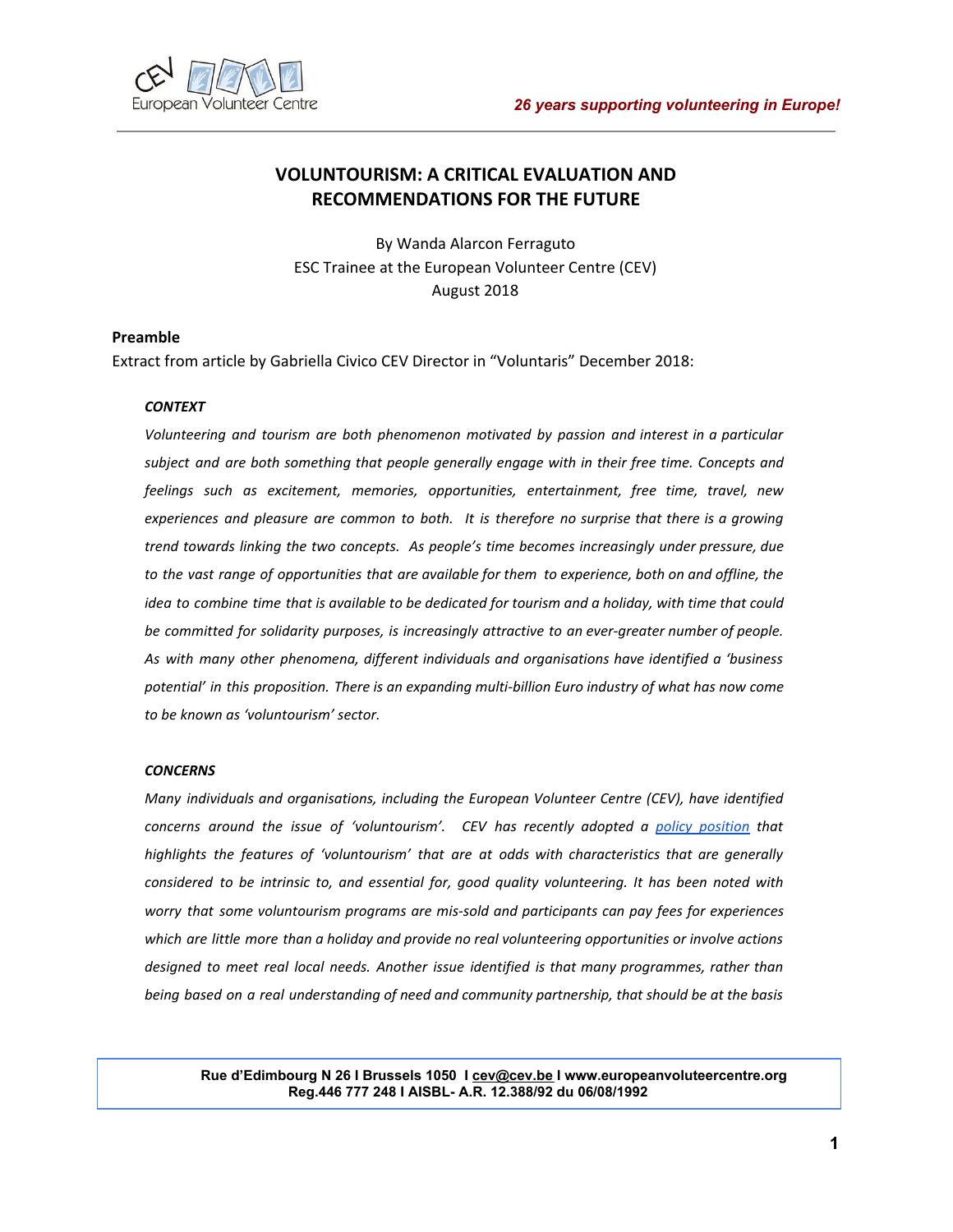# VOLUNTOURISM: A CRITICAL EVALUATION AND RECOMMENDATIONS FOR THE FUTURE

By Wanda Alarcon Ferraguto
ESC Trainee at the European Volunteer Centre (CEV)
August 2018

## Preamble

Extract from article by Gabriella Civico CEV Director in "Voluntaris" December 2018:

***CONTEXT***

*Volunteering and tourism are both phenomenon motivated by passion and interest in a particular subject and are both something that people generally engage with in their free time. Concepts and feelings such as excitement, memories, opportunities, entertainment, free time, travel, new experiences and pleasure are common to both. It is therefore no surprise that there is a growing trend towards linking the two concepts. As people's time becomes increasingly under pressure, due to the vast range of opportunities that are available for them to experience, both on and offline, the idea to combine time that is available to be dedicated for tourism and a holiday, with time that could be committed for solidarity purposes, is increasingly attractive to an ever-greater number of people. As with many other phenomena, different individuals and organisations have identified a 'business potential' in this proposition. There is an expanding multi-billion Euro industry of what has now come to be known as 'voluntourism' sector.*

***CONCERNS***

*Many individuals and organisations, including the European Volunteer Centre (CEV), have identified concerns around the issue of 'voluntourism'. CEV has recently adopted a policy position that highlights the features of 'voluntourism' that are at odds with characteristics that are generally considered to be intrinsic to, and essential for, good quality volunteering. It has been noted with worry that some voluntourism programs are mis-sold and participants can pay fees for experiences which are little more than a holiday and provide no real volunteering opportunities or involve actions designed to meet real local needs. Another issue identified is that many programmes, rather than being based on a real understanding of need and community partnership, that should be at the basis*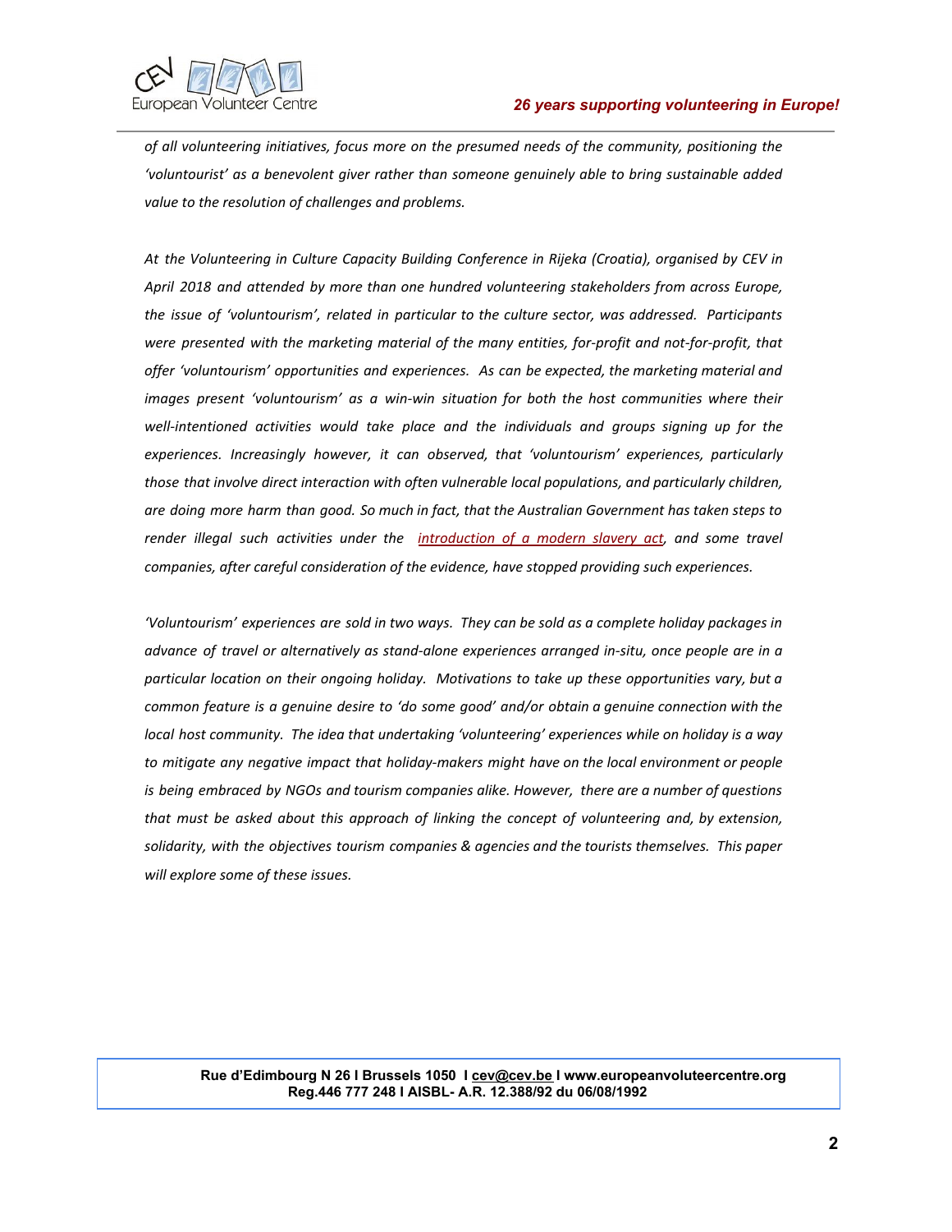*of all volunteering initiatives, focus more on the presumed needs of the community, positioning the 'voluntourist' as a benevolent giver rather than someone genuinely able to bring sustainable added value to the resolution of challenges and problems.*

*At the Volunteering in Culture Capacity Building Conference in Rijeka (Croatia), organised by CEV in April 2018 and attended by more than one hundred volunteering stakeholders from across Europe, the issue of 'voluntourism', related in particular to the culture sector, was addressed. Participants were presented with the marketing material of the many entities, for-profit and not-for-profit, that offer 'voluntourism' opportunities and experiences. As can be expected, the marketing material and images present 'voluntourism' as a win-win situation for both the host communities where their well-intentioned activities would take place and the individuals and groups signing up for the experiences. Increasingly however, it can observed, that 'voluntourism' experiences, particularly those that involve direct interaction with often vulnerable local populations, and particularly children, are doing more harm than good. So much in fact, that the Australian Government has taken steps to render illegal such activities under the introduction of a modern slavery act, and some travel companies, after careful consideration of the evidence, have stopped providing such experiences.*

*'Voluntourism' experiences are sold in two ways. They can be sold as a complete holiday packages in advance of travel or alternatively as stand-alone experiences arranged in-situ, once people are in a particular location on their ongoing holiday. Motivations to take up these opportunities vary, but a common feature is a genuine desire to 'do some good' and/or obtain a genuine connection with the local host community. The idea that undertaking 'volunteering' experiences while on holiday is a way to mitigate any negative impact that holiday-makers might have on the local environment or people is being embraced by NGOs and tourism companies alike. However, there are a number of questions that must be asked about this approach of linking the concept of volunteering and, by extension, solidarity, with the objectives tourism companies & agencies and the tourists themselves. This paper will explore some of these issues.*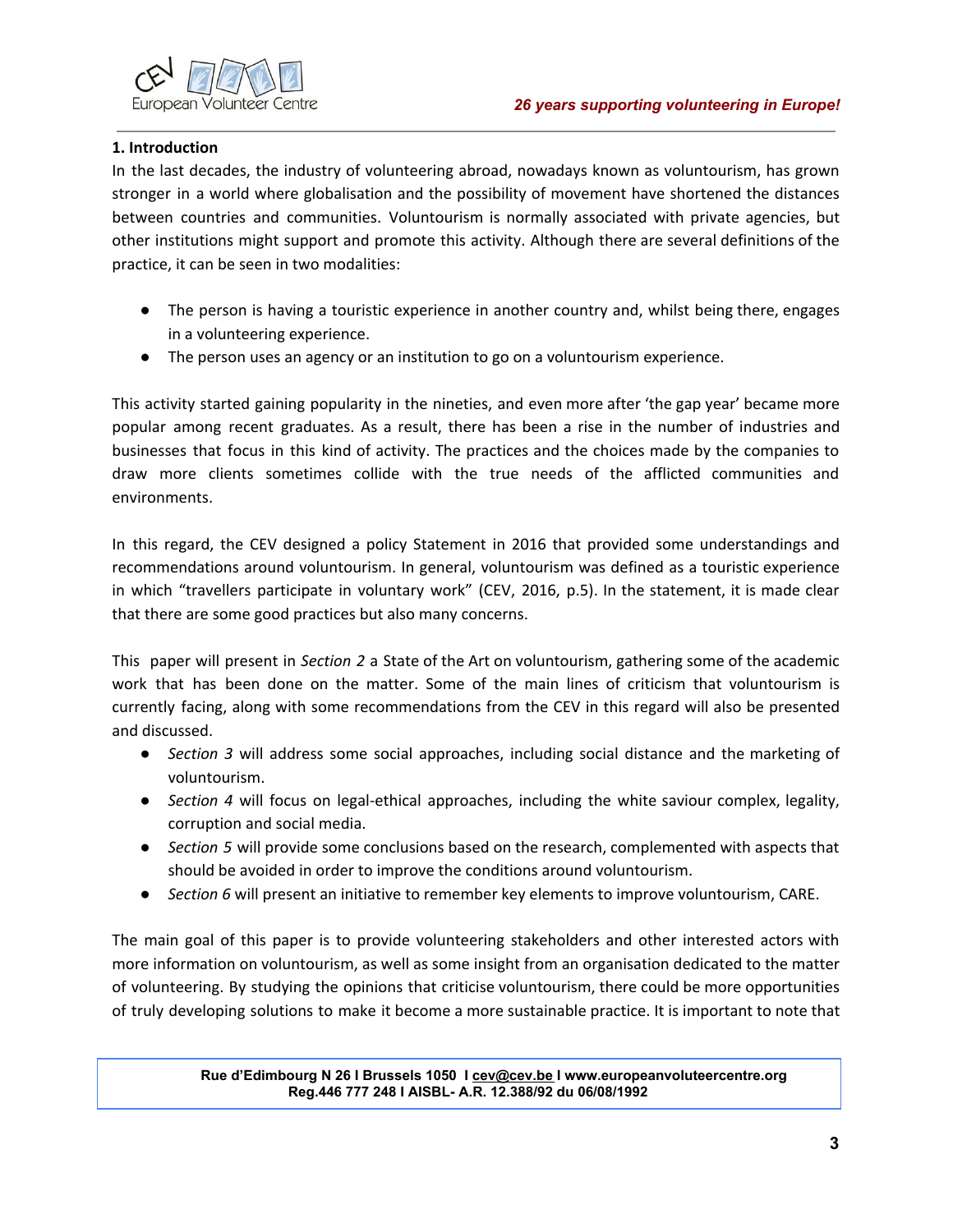## 1. Introduction

In the last decades, the industry of volunteering abroad, nowadays known as voluntourism, has grown stronger in a world where globalisation and the possibility of movement have shortened the distances between countries and communities. Voluntourism is normally associated with private agencies, but other institutions might support and promote this activity. Although there are several definitions of the practice, it can be seen in two modalities:

- The person is having a touristic experience in another country and, whilst being there, engages in a volunteering experience.
- The person uses an agency or an institution to go on a voluntourism experience.

This activity started gaining popularity in the nineties, and even more after 'the gap year' became more popular among recent graduates. As a result, there has been a rise in the number of industries and businesses that focus in this kind of activity. The practices and the choices made by the companies to draw more clients sometimes collide with the true needs of the afflicted communities and environments.

In this regard, the CEV designed a policy Statement in 2016 that provided some understandings and recommendations around voluntourism. In general, voluntourism was defined as a touristic experience in which "travellers participate in voluntary work" (CEV, 2016, p.5). In the statement, it is made clear that there are some good practices but also many concerns.

This paper will present in *Section 2* a State of the Art on voluntourism, gathering some of the academic work that has been done on the matter. Some of the main lines of criticism that voluntourism is currently facing, along with some recommendations from the CEV in this regard will also be presented and discussed.

- *Section 3* will address some social approaches, including social distance and the marketing of voluntourism.
- *Section 4* will focus on legal-ethical approaches, including the white saviour complex, legality, corruption and social media.
- *Section 5* will provide some conclusions based on the research, complemented with aspects that should be avoided in order to improve the conditions around voluntourism.
- *Section 6* will present an initiative to remember key elements to improve voluntourism, CARE.

The main goal of this paper is to provide volunteering stakeholders and other interested actors with more information on voluntourism, as well as some insight from an organisation dedicated to the matter of volunteering. By studying the opinions that criticise voluntourism, there could be more opportunities of truly developing solutions to make it become a more sustainable practice. It is important to note that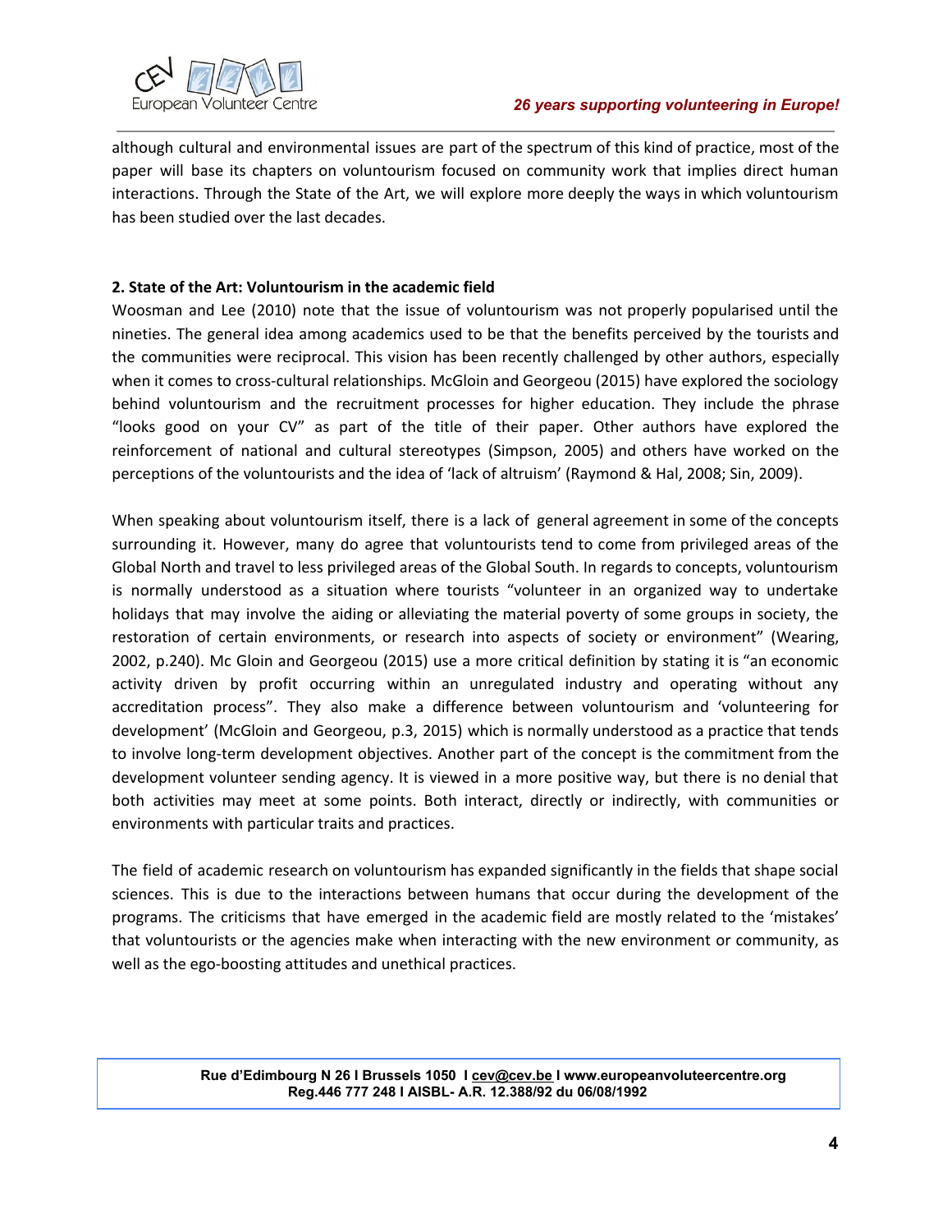although cultural and environmental issues are part of the spectrum of this kind of practice, most of the paper will base its chapters on voluntourism focused on community work that implies direct human interactions. Through the State of the Art, we will explore more deeply the ways in which voluntourism has been studied over the last decades.

## 2. State of the Art: Voluntourism in the academic field

Woosman and Lee (2010) note that the issue of voluntourism was not properly popularised until the nineties. The general idea among academics used to be that the benefits perceived by the tourists and the communities were reciprocal. This vision has been recently challenged by other authors, especially when it comes to cross-cultural relationships. McGloin and Georgeou (2015) have explored the sociology behind voluntourism and the recruitment processes for higher education. They include the phrase "looks good on your CV" as part of the title of their paper. Other authors have explored the reinforcement of national and cultural stereotypes (Simpson, 2005) and others have worked on the perceptions of the voluntourists and the idea of 'lack of altruism' (Raymond & Hal, 2008; Sin, 2009).

When speaking about voluntourism itself, there is a lack of general agreement in some of the concepts surrounding it. However, many do agree that voluntourists tend to come from privileged areas of the Global North and travel to less privileged areas of the Global South. In regards to concepts, voluntourism is normally understood as a situation where tourists "volunteer in an organized way to undertake holidays that may involve the aiding or alleviating the material poverty of some groups in society, the restoration of certain environments, or research into aspects of society or environment" (Wearing, 2002, p.240). Mc Gloin and Georgeou (2015) use a more critical definition by stating it is "an economic activity driven by profit occurring within an unregulated industry and operating without any accreditation process". They also make a difference between voluntourism and 'volunteering for development' (McGloin and Georgeou, p.3, 2015) which is normally understood as a practice that tends to involve long-term development objectives. Another part of the concept is the commitment from the development volunteer sending agency. It is viewed in a more positive way, but there is no denial that both activities may meet at some points. Both interact, directly or indirectly, with communities or environments with particular traits and practices.

The field of academic research on voluntourism has expanded significantly in the fields that shape social sciences. This is due to the interactions between humans that occur during the development of the programs. The criticisms that have emerged in the academic field are mostly related to the 'mistakes' that voluntourists or the agencies make when interacting with the new environment or community, as well as the ego-boosting attitudes and unethical practices.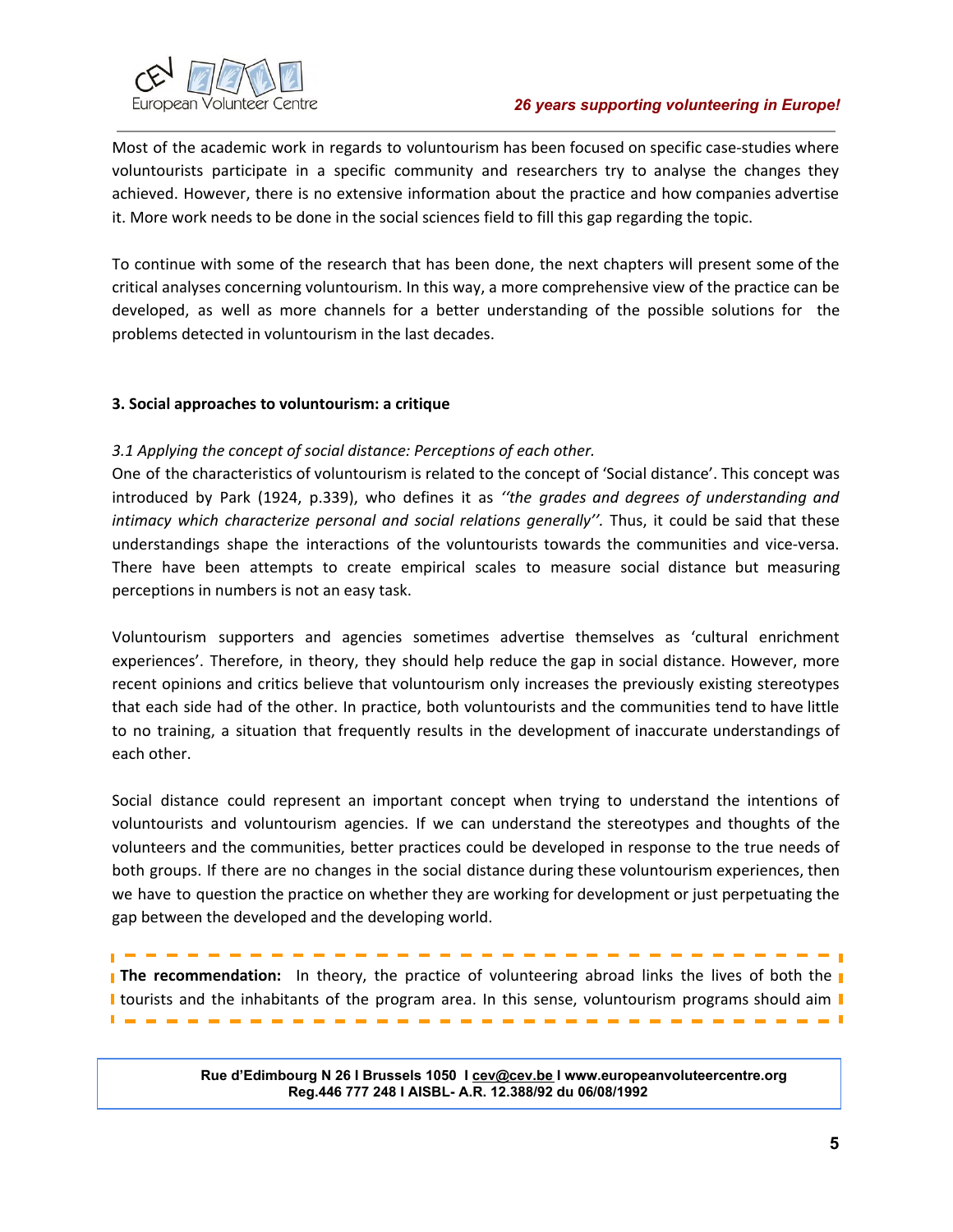Most of the academic work in regards to voluntourism has been focused on specific case-studies where voluntourists participate in a specific community and researchers try to analyse the changes they achieved. However, there is no extensive information about the practice and how companies advertise it. More work needs to be done in the social sciences field to fill this gap regarding the topic.

To continue with some of the research that has been done, the next chapters will present some of the critical analyses concerning voluntourism. In this way, a more comprehensive view of the practice can be developed, as well as more channels for a better understanding of the possible solutions for the problems detected in voluntourism in the last decades.

## 3. Social approaches to voluntourism: a critique

### *3.1 Applying the concept of social distance: Perceptions of each other.*

One of the characteristics of voluntourism is related to the concept of 'Social distance'. This concept was introduced by Park (1924, p.339), who defines it as *''the grades and degrees of understanding and intimacy which characterize personal and social relations generally''.* Thus, it could be said that these understandings shape the interactions of the voluntourists towards the communities and vice-versa. There have been attempts to create empirical scales to measure social distance but measuring perceptions in numbers is not an easy task.

Voluntourism supporters and agencies sometimes advertise themselves as 'cultural enrichment experiences'. Therefore, in theory, they should help reduce the gap in social distance. However, more recent opinions and critics believe that voluntourism only increases the previously existing stereotypes that each side had of the other. In practice, both voluntourists and the communities tend to have little to no training, a situation that frequently results in the development of inaccurate understandings of each other.

Social distance could represent an important concept when trying to understand the intentions of voluntourists and voluntourism agencies. If we can understand the stereotypes and thoughts of the volunteers and the communities, better practices could be developed in response to the true needs of both groups. If there are no changes in the social distance during these voluntourism experiences, then we have to question the practice on whether they are working for development or just perpetuating the gap between the developed and the developing world.

**The recommendation:** In theory, the practice of volunteering abroad links the lives of both the tourists and the inhabitants of the program area. In this sense, voluntourism programs should aim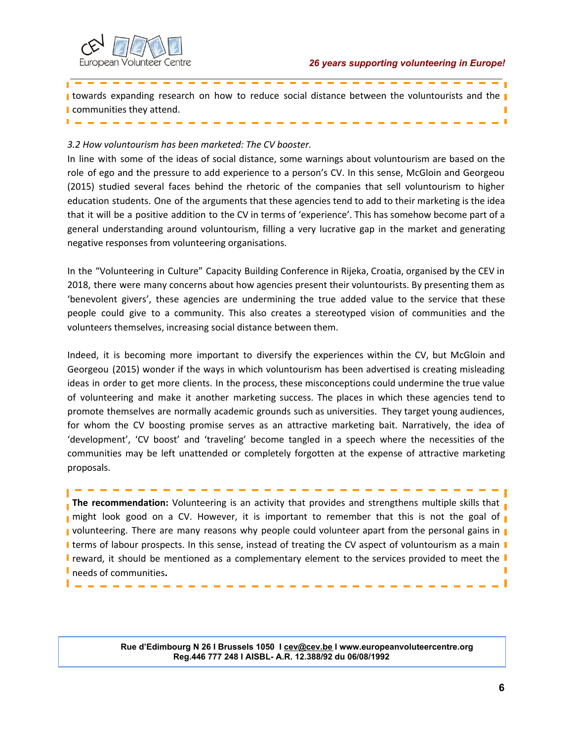towards expanding research on how to reduce social distance between the voluntourists and the communities they attend.

*3.2 How voluntourism has been marketed: The CV booster.*

In line with some of the ideas of social distance, some warnings about voluntourism are based on the role of ego and the pressure to add experience to a person's CV. In this sense, McGloin and Georgeou (2015) studied several faces behind the rhetoric of the companies that sell voluntourism to higher education students. One of the arguments that these agencies tend to add to their marketing is the idea that it will be a positive addition to the CV in terms of 'experience'. This has somehow become part of a general understanding around voluntourism, filling a very lucrative gap in the market and generating negative responses from volunteering organisations.

In the "Volunteering in Culture" Capacity Building Conference in Rijeka, Croatia, organised by the CEV in 2018, there were many concerns about how agencies present their voluntourists. By presenting them as 'benevolent givers', these agencies are undermining the true added value to the service that these people could give to a community. This also creates a stereotyped vision of communities and the volunteers themselves, increasing social distance between them.

Indeed, it is becoming more important to diversify the experiences within the CV, but McGloin and Georgeou (2015) wonder if the ways in which voluntourism has been advertised is creating misleading ideas in order to get more clients. In the process, these misconceptions could undermine the true value of volunteering and make it another marketing success. The places in which these agencies tend to promote themselves are normally academic grounds such as universities. They target young audiences, for whom the CV boosting promise serves as an attractive marketing bait. Narratively, the idea of 'development', 'CV boost' and 'traveling' become tangled in a speech where the necessities of the communities may be left unattended or completely forgotten at the expense of attractive marketing proposals.

**The recommendation:** Volunteering is an activity that provides and strengthens multiple skills that might look good on a CV. However, it is important to remember that this is not the goal of volunteering. There are many reasons why people could volunteer apart from the personal gains in terms of labour prospects. In this sense, instead of treating the CV aspect of voluntourism as a main reward, it should be mentioned as a complementary element to the services provided to meet the needs of communities**.**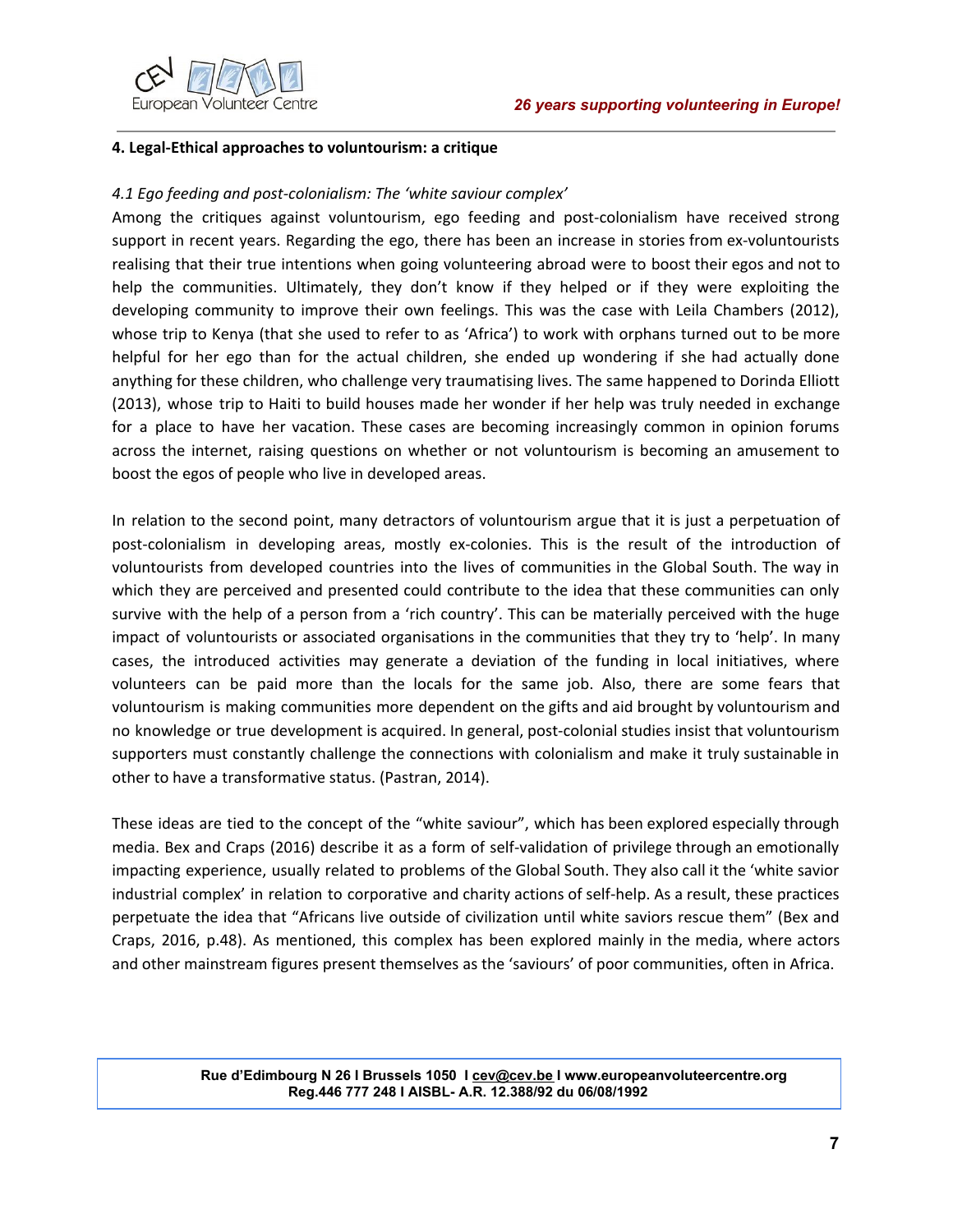## 4. Legal-Ethical approaches to voluntourism: a critique

### *4.1 Ego feeding and post-colonialism: The 'white saviour complex'*

Among the critiques against voluntourism, ego feeding and post-colonialism have received strong support in recent years. Regarding the ego, there has been an increase in stories from ex-voluntourists realising that their true intentions when going volunteering abroad were to boost their egos and not to help the communities. Ultimately, they don't know if they helped or if they were exploiting the developing community to improve their own feelings. This was the case with Leila Chambers (2012), whose trip to Kenya (that she used to refer to as 'Africa') to work with orphans turned out to be more helpful for her ego than for the actual children, she ended up wondering if she had actually done anything for these children, who challenge very traumatising lives. The same happened to Dorinda Elliott (2013), whose trip to Haiti to build houses made her wonder if her help was truly needed in exchange for a place to have her vacation. These cases are becoming increasingly common in opinion forums across the internet, raising questions on whether or not voluntourism is becoming an amusement to boost the egos of people who live in developed areas.

In relation to the second point, many detractors of voluntourism argue that it is just a perpetuation of post-colonialism in developing areas, mostly ex-colonies. This is the result of the introduction of voluntourists from developed countries into the lives of communities in the Global South. The way in which they are perceived and presented could contribute to the idea that these communities can only survive with the help of a person from a 'rich country'. This can be materially perceived with the huge impact of voluntourists or associated organisations in the communities that they try to 'help'. In many cases, the introduced activities may generate a deviation of the funding in local initiatives, where volunteers can be paid more than the locals for the same job. Also, there are some fears that voluntourism is making communities more dependent on the gifts and aid brought by voluntourism and no knowledge or true development is acquired. In general, post-colonial studies insist that voluntourism supporters must constantly challenge the connections with colonialism and make it truly sustainable in other to have a transformative status. (Pastran, 2014).

These ideas are tied to the concept of the "white saviour", which has been explored especially through media. Bex and Craps (2016) describe it as a form of self-validation of privilege through an emotionally impacting experience, usually related to problems of the Global South. They also call it the 'white savior industrial complex' in relation to corporative and charity actions of self-help. As a result, these practices perpetuate the idea that "Africans live outside of civilization until white saviors rescue them" (Bex and Craps, 2016, p.48). As mentioned, this complex has been explored mainly in the media, where actors and other mainstream figures present themselves as the 'saviours' of poor communities, often in Africa.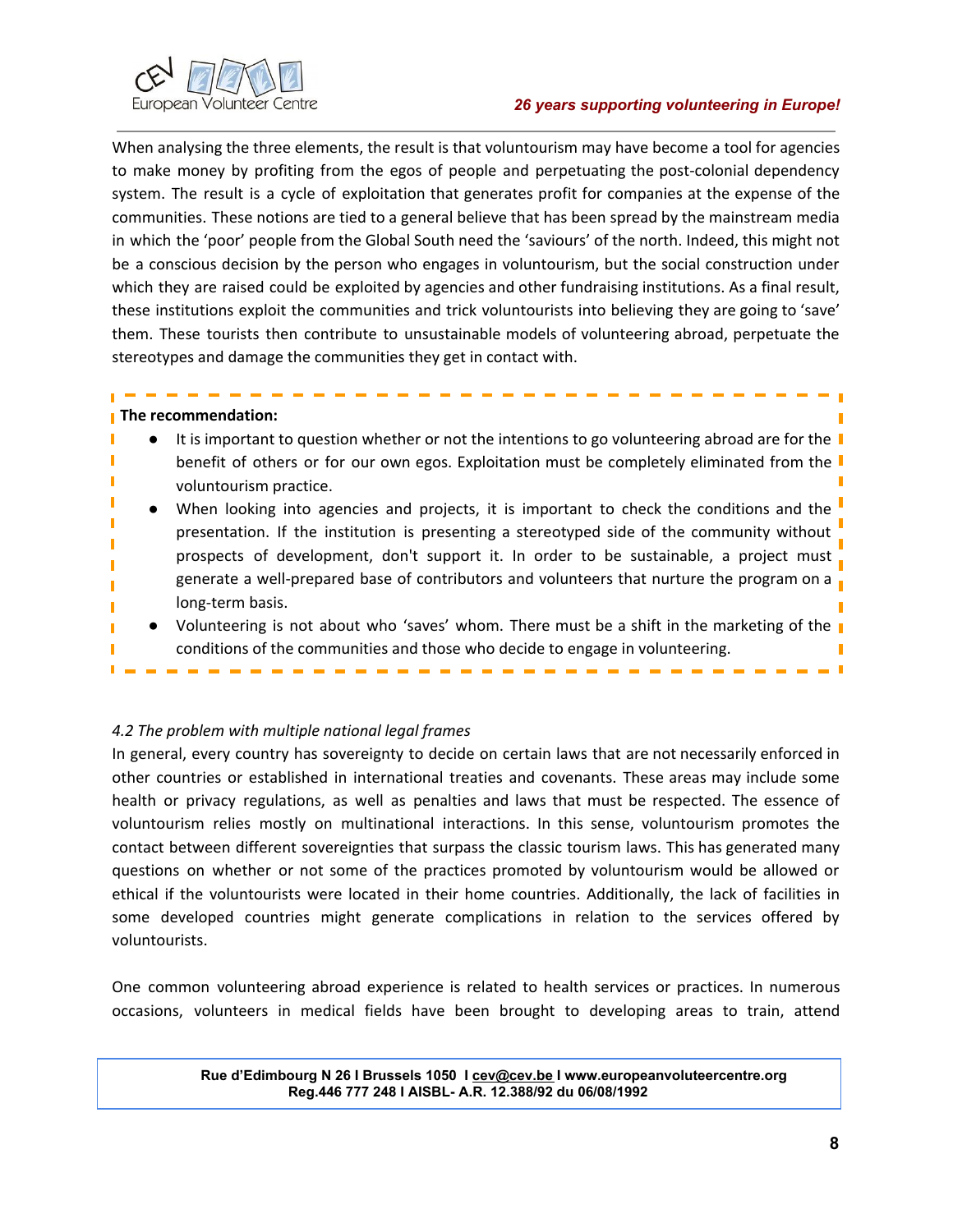When analysing the three elements, the result is that voluntourism may have become a tool for agencies to make money by profiting from the egos of people and perpetuating the post-colonial dependency system. The result is a cycle of exploitation that generates profit for companies at the expense of the communities. These notions are tied to a general believe that has been spread by the mainstream media in which the 'poor' people from the Global South need the 'saviours' of the north. Indeed, this might not be a conscious decision by the person who engages in voluntourism, but the social construction under which they are raised could be exploited by agencies and other fundraising institutions. As a final result, these institutions exploit the communities and trick voluntourists into believing they are going to 'save' them. These tourists then contribute to unsustainable models of volunteering abroad, perpetuate the stereotypes and damage the communities they get in contact with.

**The recommendation:**

- It is important to question whether or not the intentions to go volunteering abroad are for the benefit of others or for our own egos. Exploitation must be completely eliminated from the voluntourism practice.
- When looking into agencies and projects, it is important to check the conditions and the presentation. If the institution is presenting a stereotyped side of the community without prospects of development, don't support it. In order to be sustainable, a project must generate a well-prepared base of contributors and volunteers that nurture the program on a long-term basis.
- Volunteering is not about who 'saves' whom. There must be a shift in the marketing of the conditions of the communities and those who decide to engage in volunteering.

*4.2 The problem with multiple national legal frames*

In general, every country has sovereignty to decide on certain laws that are not necessarily enforced in other countries or established in international treaties and covenants. These areas may include some health or privacy regulations, as well as penalties and laws that must be respected. The essence of voluntourism relies mostly on multinational interactions. In this sense, voluntourism promotes the contact between different sovereignties that surpass the classic tourism laws. This has generated many questions on whether or not some of the practices promoted by voluntourism would be allowed or ethical if the voluntourists were located in their home countries. Additionally, the lack of facilities in some developed countries might generate complications in relation to the services offered by voluntourists.

One common volunteering abroad experience is related to health services or practices. In numerous occasions, volunteers in medical fields have been brought to developing areas to train, attend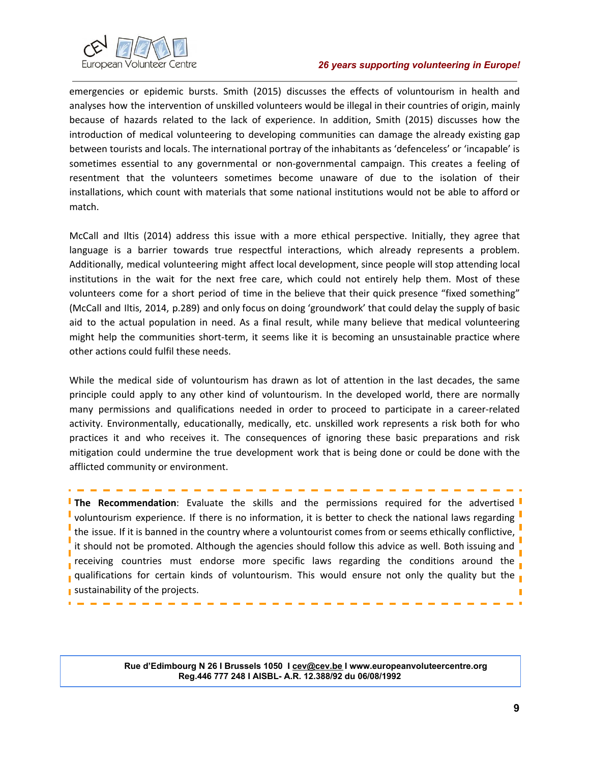emergencies or epidemic bursts. Smith (2015) discusses the effects of voluntourism in health and analyses how the intervention of unskilled volunteers would be illegal in their countries of origin, mainly because of hazards related to the lack of experience. In addition, Smith (2015) discusses how the introduction of medical volunteering to developing communities can damage the already existing gap between tourists and locals. The international portray of the inhabitants as 'defenceless' or 'incapable' is sometimes essential to any governmental or non-governmental campaign. This creates a feeling of resentment that the volunteers sometimes become unaware of due to the isolation of their installations, which count with materials that some national institutions would not be able to afford or match.

McCall and Iltis (2014) address this issue with a more ethical perspective. Initially, they agree that language is a barrier towards true respectful interactions, which already represents a problem. Additionally, medical volunteering might affect local development, since people will stop attending local institutions in the wait for the next free care, which could not entirely help them. Most of these volunteers come for a short period of time in the believe that their quick presence "fixed something" (McCall and Iltis, 2014, p.289) and only focus on doing 'groundwork' that could delay the supply of basic aid to the actual population in need. As a final result, while many believe that medical volunteering might help the communities short-term, it seems like it is becoming an unsustainable practice where other actions could fulfil these needs.

While the medical side of voluntourism has drawn as lot of attention in the last decades, the same principle could apply to any other kind of voluntourism. In the developed world, there are normally many permissions and qualifications needed in order to proceed to participate in a career-related activity. Environmentally, educationally, medically, etc. unskilled work represents a risk both for who practices it and who receives it. The consequences of ignoring these basic preparations and risk mitigation could undermine the true development work that is being done or could be done with the afflicted community or environment.

**The Recommendation**: Evaluate the skills and the permissions required for the advertised voluntourism experience. If there is no information, it is better to check the national laws regarding the issue. If it is banned in the country where a voluntourist comes from or seems ethically conflictive, it should not be promoted. Although the agencies should follow this advice as well. Both issuing and receiving countries must endorse more specific laws regarding the conditions around the qualifications for certain kinds of voluntourism. This would ensure not only the quality but the sustainability of the projects.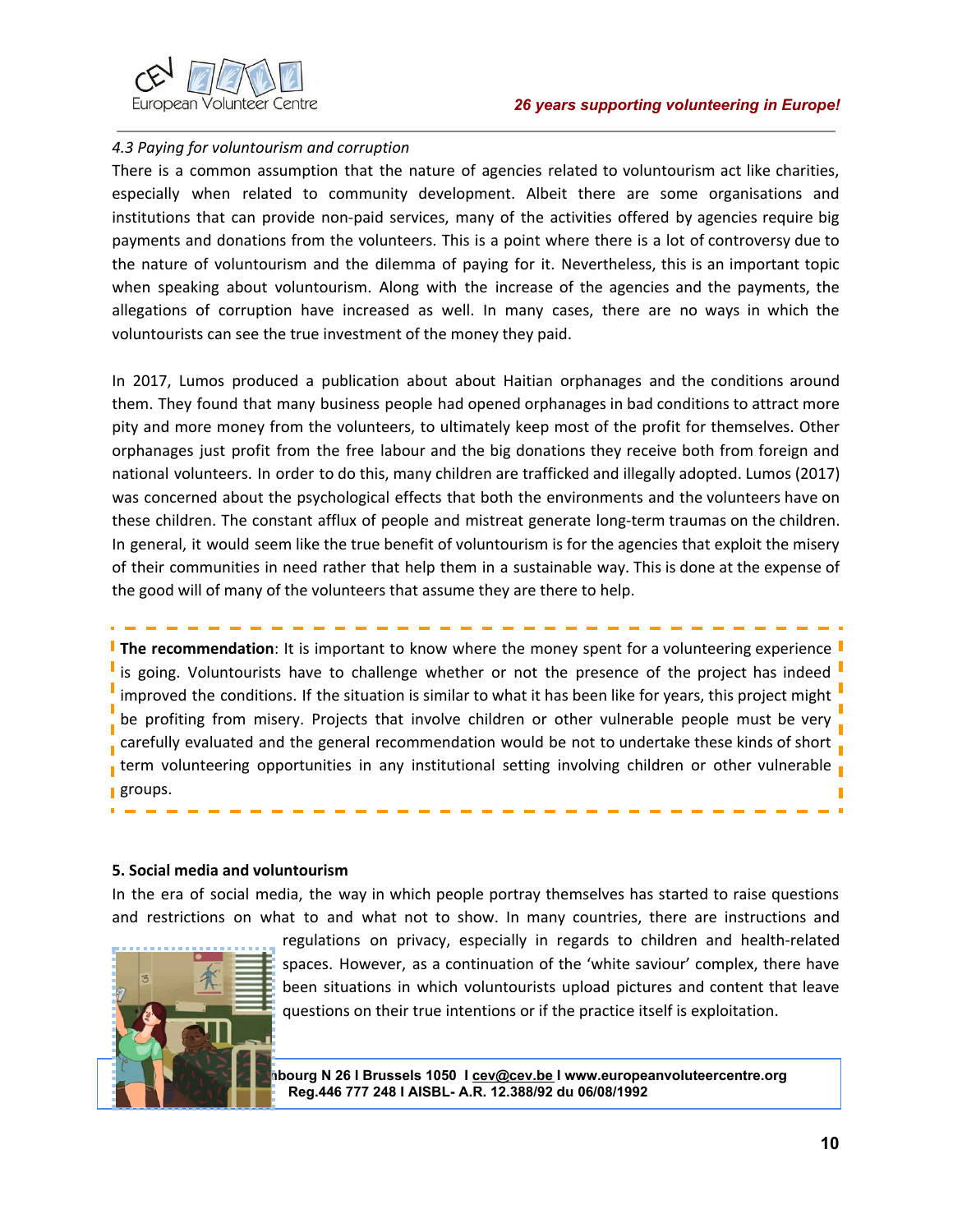*4.3 Paying for voluntourism and corruption*

There is a common assumption that the nature of agencies related to voluntourism act like charities, especially when related to community development. Albeit there are some organisations and institutions that can provide non-paid services, many of the activities offered by agencies require big payments and donations from the volunteers. This is a point where there is a lot of controversy due to the nature of voluntourism and the dilemma of paying for it. Nevertheless, this is an important topic when speaking about voluntourism. Along with the increase of the agencies and the payments, the allegations of corruption have increased as well. In many cases, there are no ways in which the voluntourists can see the true investment of the money they paid.

In 2017, Lumos produced a publication about about Haitian orphanages and the conditions around them. They found that many business people had opened orphanages in bad conditions to attract more pity and more money from the volunteers, to ultimately keep most of the profit for themselves. Other orphanages just profit from the free labour and the big donations they receive both from foreign and national volunteers. In order to do this, many children are trafficked and illegally adopted. Lumos (2017) was concerned about the psychological effects that both the environments and the volunteers have on these children. The constant afflux of people and mistreat generate long-term traumas on the children. In general, it would seem like the true benefit of voluntourism is for the agencies that exploit the misery of their communities in need rather that help them in a sustainable way. This is done at the expense of the good will of many of the volunteers that assume they are there to help.

**The recommendation**: It is important to know where the money spent for a volunteering experience is going. Voluntourists have to challenge whether or not the presence of the project has indeed improved the conditions. If the situation is similar to what it has been like for years, this project might be profiting from misery. Projects that involve children or other vulnerable people must be very carefully evaluated and the general recommendation would be not to undertake these kinds of short term volunteering opportunities in any institutional setting involving children or other vulnerable groups.

**5. Social media and voluntourism**

In the era of social media, the way in which people portray themselves has started to raise questions and restrictions on what to and what not to show. In many countries, there are instructions and regulations on privacy, especially in regards to children and health-related spaces. However, as a continuation of the 'white saviour' complex, there have been situations in which voluntourists upload pictures and content that leave questions on their true intentions or if the practice itself is exploitation.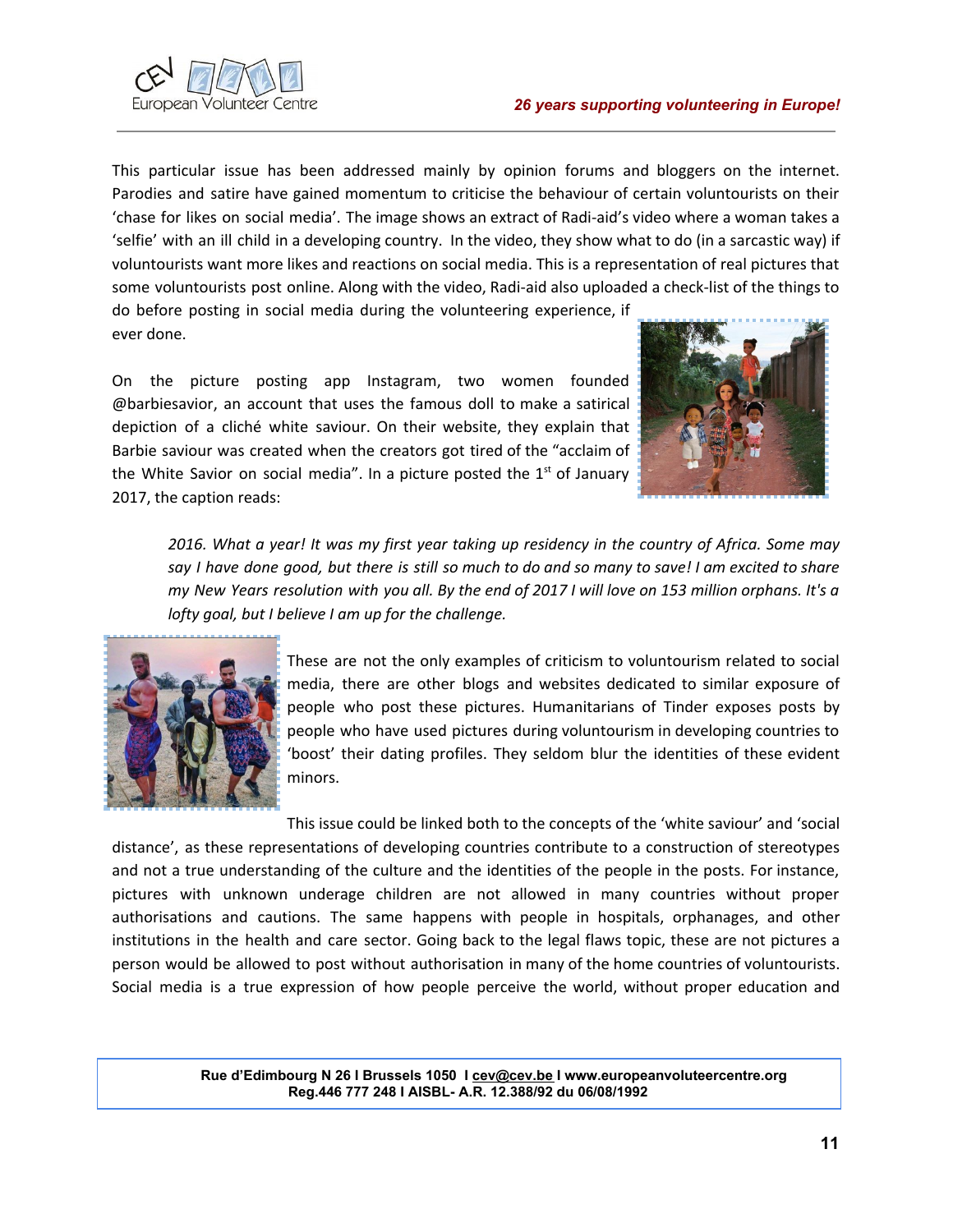This particular issue has been addressed mainly by opinion forums and bloggers on the internet. Parodies and satire have gained momentum to criticise the behaviour of certain voluntourists on their 'chase for likes on social media'. The image shows an extract of Radi-aid's video where a woman takes a 'selfie' with an ill child in a developing country. In the video, they show what to do (in a sarcastic way) if voluntourists want more likes and reactions on social media. This is a representation of real pictures that some voluntourists post online. Along with the video, Radi-aid also uploaded a check-list of the things to do before posting in social media during the volunteering experience, if ever done.

On the picture posting app Instagram, two women founded @barbiesavior, an account that uses the famous doll to make a satirical depiction of a cliché white saviour. On their website, they explain that Barbie saviour was created when the creators got tired of the "acclaim of the White Savior on social media". In a picture posted the 1st of January 2017, the caption reads:

> *2016. What a year! It was my first year taking up residency in the country of Africa. Some may say I have done good, but there is still so much to do and so many to save! I am excited to share my New Years resolution with you all. By the end of 2017 I will love on 153 million orphans. It's a lofty goal, but I believe I am up for the challenge.*

These are not the only examples of criticism to voluntourism related to social media, there are other blogs and websites dedicated to similar exposure of people who post these pictures. Humanitarians of Tinder exposes posts by people who have used pictures during voluntourism in developing countries to 'boost' their dating profiles. They seldom blur the identities of these evident minors.

This issue could be linked both to the concepts of the 'white saviour' and 'social distance', as these representations of developing countries contribute to a construction of stereotypes and not a true understanding of the culture and the identities of the people in the posts. For instance, pictures with unknown underage children are not allowed in many countries without proper authorisations and cautions. The same happens with people in hospitals, orphanages, and other institutions in the health and care sector. Going back to the legal flaws topic, these are not pictures a person would be allowed to post without authorisation in many of the home countries of voluntourists. Social media is a true expression of how people perceive the world, without proper education and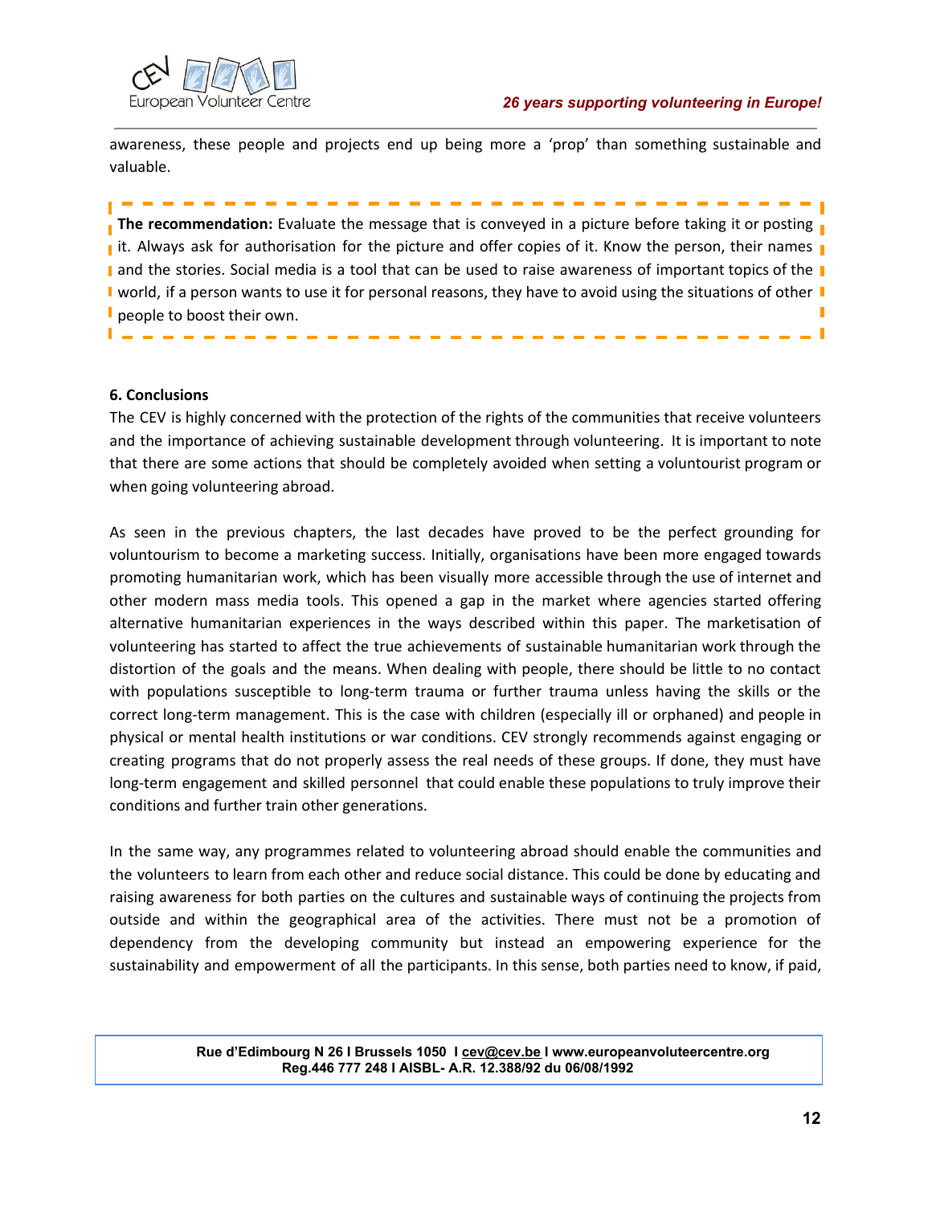awareness, these people and projects end up being more a 'prop' than something sustainable and valuable.

**The recommendation:** Evaluate the message that is conveyed in a picture before taking it or posting it. Always ask for authorisation for the picture and offer copies of it. Know the person, their names and the stories. Social media is a tool that can be used to raise awareness of important topics of the world, if a person wants to use it for personal reasons, they have to avoid using the situations of other people to boost their own.

**6. Conclusions**

The CEV is highly concerned with the protection of the rights of the communities that receive volunteers and the importance of achieving sustainable development through volunteering. It is important to note that there are some actions that should be completely avoided when setting a voluntourist program or when going volunteering abroad.

As seen in the previous chapters, the last decades have proved to be the perfect grounding for voluntourism to become a marketing success. Initially, organisations have been more engaged towards promoting humanitarian work, which has been visually more accessible through the use of internet and other modern mass media tools. This opened a gap in the market where agencies started offering alternative humanitarian experiences in the ways described within this paper. The marketisation of volunteering has started to affect the true achievements of sustainable humanitarian work through the distortion of the goals and the means. When dealing with people, there should be little to no contact with populations susceptible to long-term trauma or further trauma unless having the skills or the correct long-term management. This is the case with children (especially ill or orphaned) and people in physical or mental health institutions or war conditions. CEV strongly recommends against engaging or creating programs that do not properly assess the real needs of these groups. If done, they must have long-term engagement and skilled personnel that could enable these populations to truly improve their conditions and further train other generations.

In the same way, any programmes related to volunteering abroad should enable the communities and the volunteers to learn from each other and reduce social distance. This could be done by educating and raising awareness for both parties on the cultures and sustainable ways of continuing the projects from outside and within the geographical area of the activities. There must not be a promotion of dependency from the developing community but instead an empowering experience for the sustainability and empowerment of all the participants. In this sense, both parties need to know, if paid,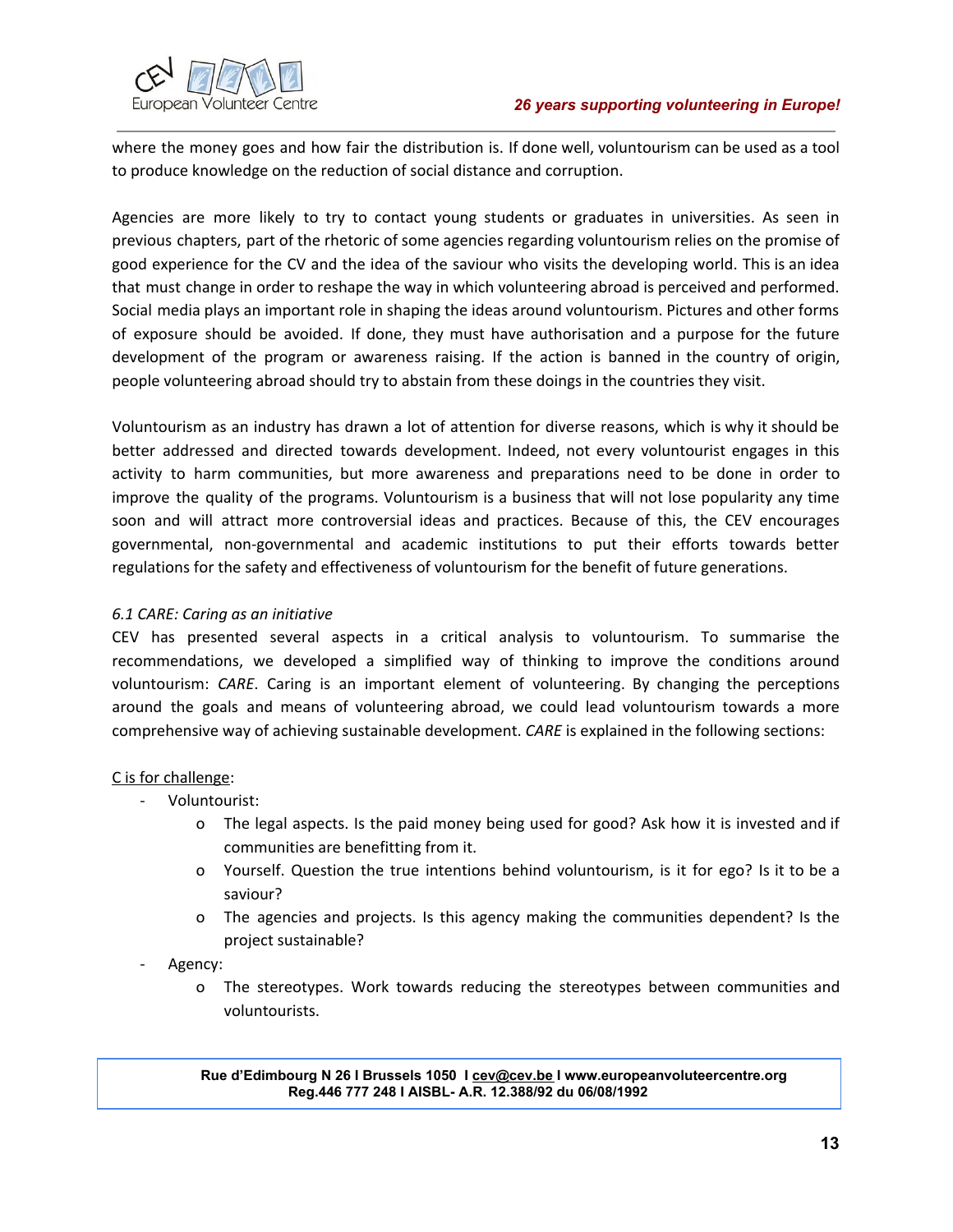where the money goes and how fair the distribution is. If done well, voluntourism can be used as a tool to produce knowledge on the reduction of social distance and corruption.

Agencies are more likely to try to contact young students or graduates in universities. As seen in previous chapters, part of the rhetoric of some agencies regarding voluntourism relies on the promise of good experience for the CV and the idea of the saviour who visits the developing world. This is an idea that must change in order to reshape the way in which volunteering abroad is perceived and performed. Social media plays an important role in shaping the ideas around voluntourism. Pictures and other forms of exposure should be avoided. If done, they must have authorisation and a purpose for the future development of the program or awareness raising. If the action is banned in the country of origin, people volunteering abroad should try to abstain from these doings in the countries they visit.

Voluntourism as an industry has drawn a lot of attention for diverse reasons, which is why it should be better addressed and directed towards development. Indeed, not every voluntourist engages in this activity to harm communities, but more awareness and preparations need to be done in order to improve the quality of the programs. Voluntourism is a business that will not lose popularity any time soon and will attract more controversial ideas and practices. Because of this, the CEV encourages governmental, non-governmental and academic institutions to put their efforts towards better regulations for the safety and effectiveness of voluntourism for the benefit of future generations.

### *6.1 CARE: Caring as an initiative*

CEV has presented several aspects in a critical analysis to voluntourism. To summarise the recommendations, we developed a simplified way of thinking to improve the conditions around voluntourism: *CARE*. Caring is an important element of volunteering. By changing the perceptions around the goals and means of volunteering abroad, we could lead voluntourism towards a more comprehensive way of achieving sustainable development. *CARE* is explained in the following sections:

<u>C is for challenge</u>:

- Voluntourist:
    - The legal aspects. Is the paid money being used for good? Ask how it is invested and if communities are benefitting from it.
    - Yourself. Question the true intentions behind voluntourism, is it for ego? Is it to be a saviour?
    - The agencies and projects. Is this agency making the communities dependent? Is the project sustainable?
- Agency:
    - The stereotypes. Work towards reducing the stereotypes between communities and voluntourists.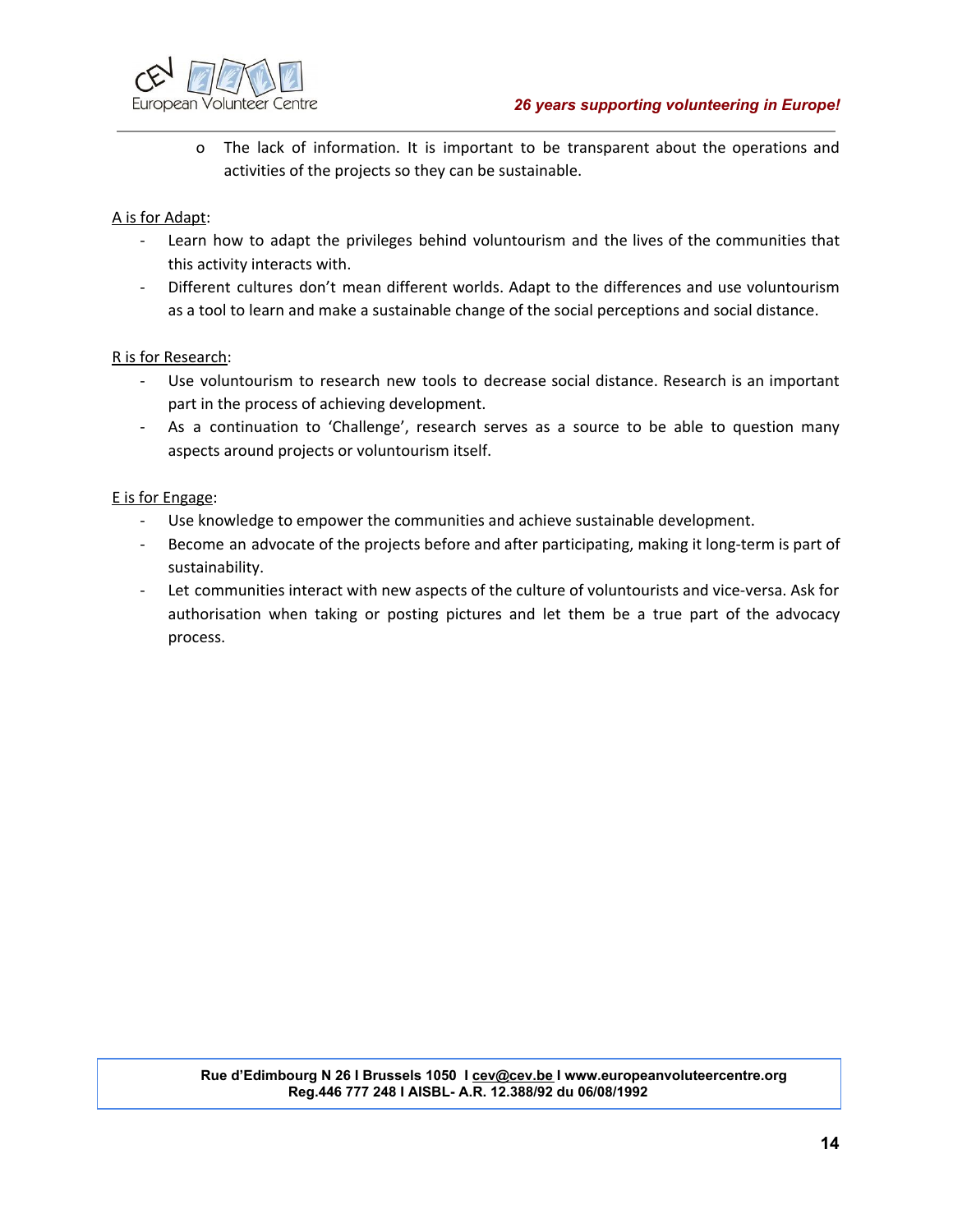- The lack of information. It is important to be transparent about the operations and activities of the projects so they can be sustainable.

<u>A is for Adapt</u>:

- Learn how to adapt the privileges behind voluntourism and the lives of the communities that this activity interacts with.
- Different cultures don't mean different worlds. Adapt to the differences and use voluntourism as a tool to learn and make a sustainable change of the social perceptions and social distance.

<u>R is for Research</u>:

- Use voluntourism to research new tools to decrease social distance. Research is an important part in the process of achieving development.
- As a continuation to 'Challenge', research serves as a source to be able to question many aspects around projects or voluntourism itself.

<u>E is for Engage</u>:

- Use knowledge to empower the communities and achieve sustainable development.
- Become an advocate of the projects before and after participating, making it long-term is part of sustainability.
- Let communities interact with new aspects of the culture of voluntourists and vice-versa. Ask for authorisation when taking or posting pictures and let them be a true part of the advocacy process.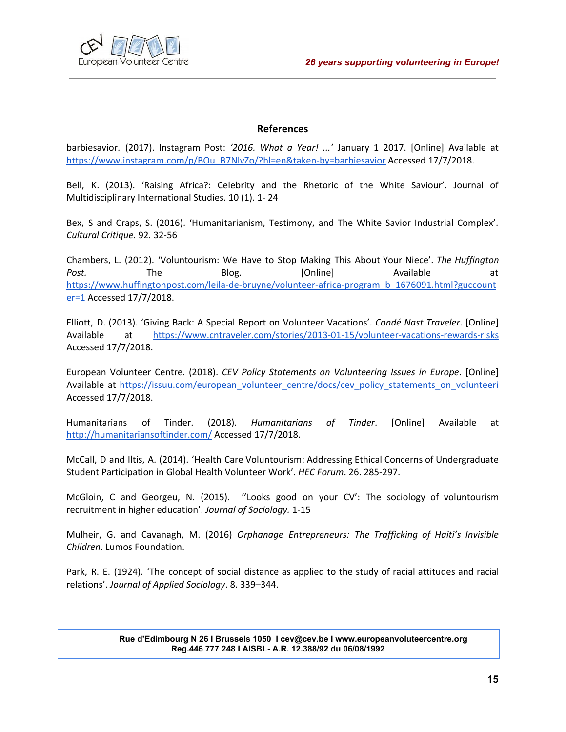## References

barbiesavior. (2017). Instagram Post: *'2016. What a Year! ...'* January 1 2017. [Online] Available at https://www.instagram.com/p/BOu_B7NlvZo/?hl=en&taken-by=barbiesavior Accessed 17/7/2018.

Bell, K. (2013). 'Raising Africa?: Celebrity and the Rhetoric of the White Saviour'. Journal of Multidisciplinary International Studies. 10 (1). 1- 24

Bex, S and Craps, S. (2016). 'Humanitarianism, Testimony, and The White Savior Industrial Complex'. *Cultural Critique.* 92*.* 32-56

Chambers, L. (2012). 'Voluntourism: We Have to Stop Making This About Your Niece'. *The Huffington Post.* The Blog. [Online] Available at https://www.huffingtonpost.com/leila-de-bruyne/volunteer-africa-program_b_1676091.html?guccounter=1 Accessed 17/7/2018.

Elliott, D. (2013). 'Giving Back: A Special Report on Volunteer Vacations'. *Condé Nast Traveler*. [Online] Available at https://www.cntraveler.com/stories/2013-01-15/volunteer-vacations-rewards-risks Accessed 17/7/2018.

European Volunteer Centre. (2018). *CEV Policy Statements on Volunteering Issues in Europe*. [Online] Available at https://issuu.com/european_volunteer_centre/docs/cev_policy_statements_on_volunteeri Accessed 17/7/2018.

Humanitarians of Tinder. (2018). *Humanitarians of Tinder*. [Online] Available at http://humanitariansoftinder.com/ Accessed 17/7/2018.

McCall, D and Iltis, A. (2014). 'Health Care Voluntourism: Addressing Ethical Concerns of Undergraduate Student Participation in Global Health Volunteer Work'. *HEC Forum*. 26. 285-297.

McGloin, C and Georgeu, N. (2015). ''Looks good on your CV': The sociology of voluntourism recruitment in higher education'. *Journal of Sociology.* 1-15

Mulheir, G. and Cavanagh, M. (2016) *Orphanage Entrepreneurs: The Trafficking of Haiti's Invisible Children*. Lumos Foundation.

Park, R. E. (1924). 'The concept of social distance as applied to the study of racial attitudes and racial relations'. *Journal of Applied Sociology*. 8. 339–344.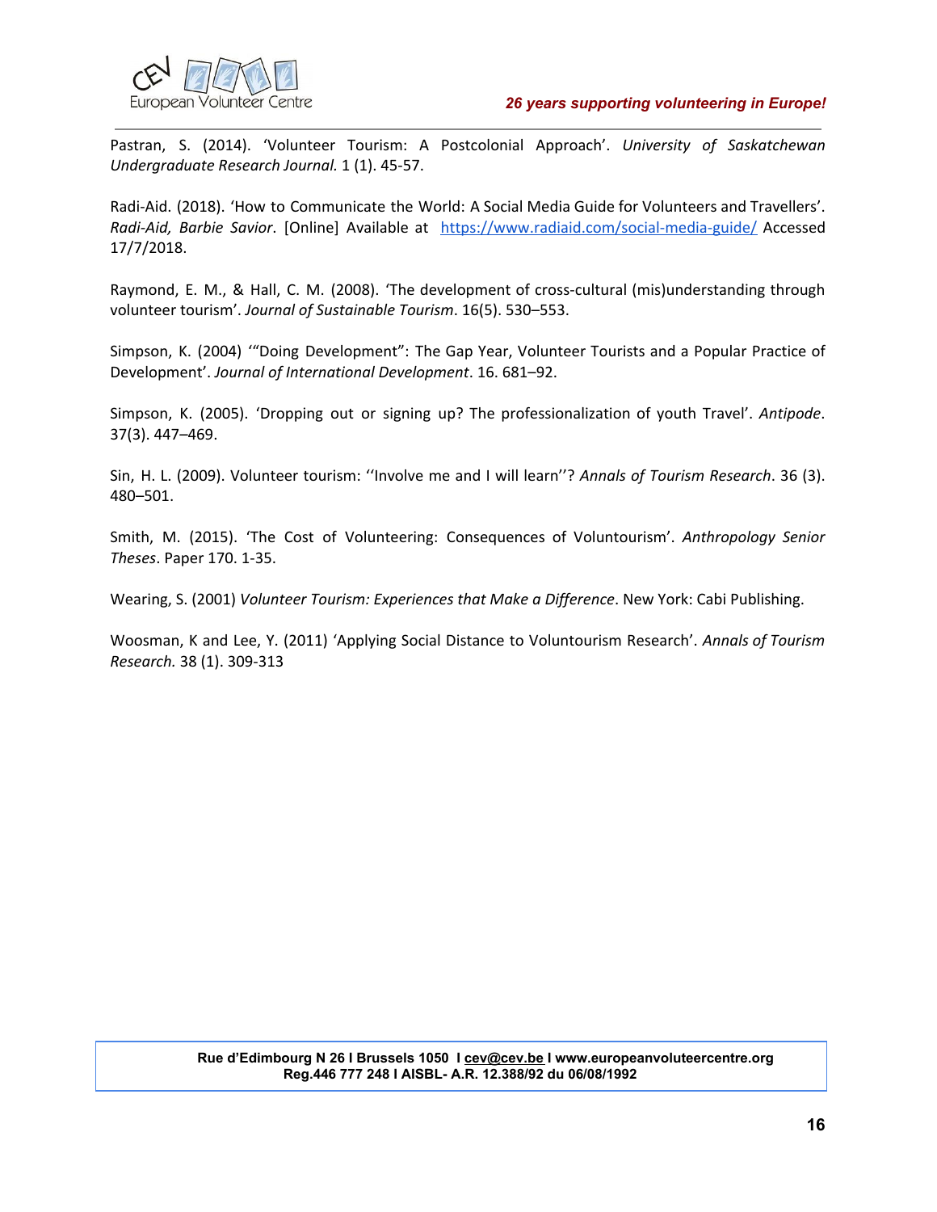Pastran, S. (2014). 'Volunteer Tourism: A Postcolonial Approach'. *University of Saskatchewan Undergraduate Research Journal.* 1 (1). 45-57.

Radi-Aid. (2018). 'How to Communicate the World: A Social Media Guide for Volunteers and Travellers'. *Radi-Aid, Barbie Savior*. [Online] Available at https://www.radiaid.com/social-media-guide/ Accessed 17/7/2018.

Raymond, E. M., & Hall, C. M. (2008). 'The development of cross-cultural (mis)understanding through volunteer tourism'. *Journal of Sustainable Tourism*. 16(5). 530–553.

Simpson, K. (2004) '"Doing Development": The Gap Year, Volunteer Tourists and a Popular Practice of Development'. *Journal of International Development*. 16. 681–92.

Simpson, K. (2005). 'Dropping out or signing up? The professionalization of youth Travel'. *Antipode*. 37(3). 447–469.

Sin, H. L. (2009). Volunteer tourism: ''Involve me and I will learn''? *Annals of Tourism Research*. 36 (3). 480–501.

Smith, M. (2015). 'The Cost of Volunteering: Consequences of Voluntourism'. *Anthropology Senior Theses*. Paper 170. 1-35.

Wearing, S. (2001) *Volunteer Tourism: Experiences that Make a Difference*. New York: Cabi Publishing.

Woosman, K and Lee, Y. (2011) 'Applying Social Distance to Voluntourism Research'. *Annals of Tourism Research.* 38 (1). 309-313